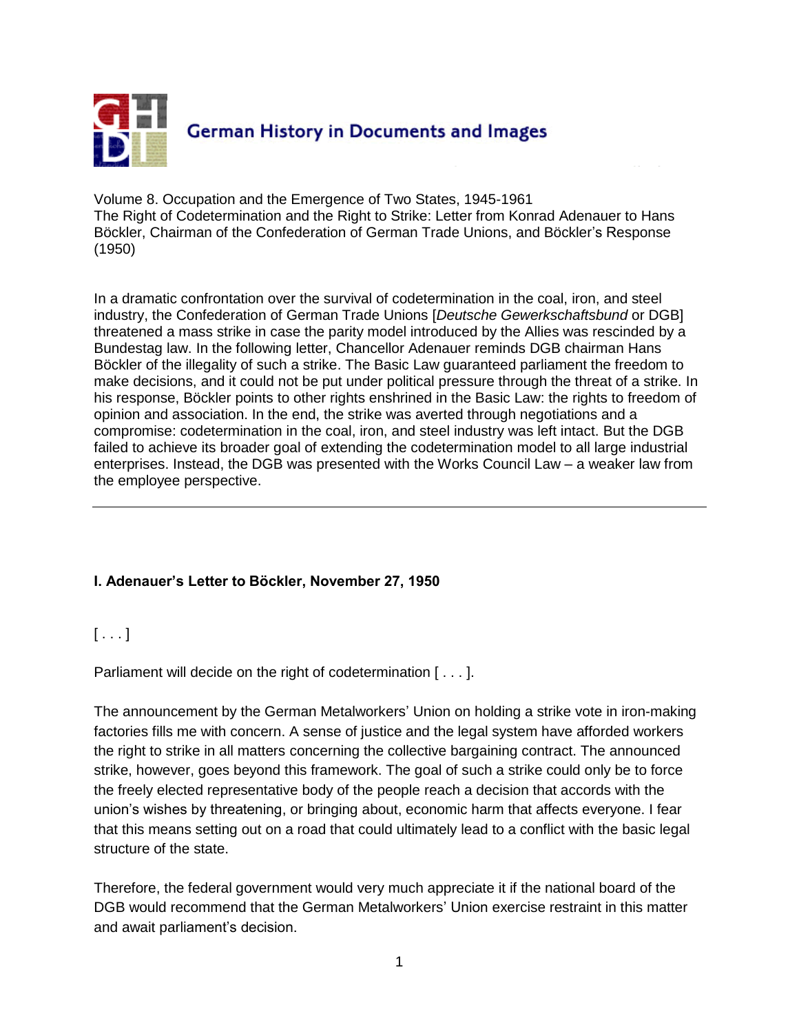German History in Documents and Images

Volume 8. Occupation and the Emergence of Two States, 1945-1961
The Right of Codetermination and the Right to Strike: Letter from Konrad Adenauer to Hans Böckler, Chairman of the Confederation of German Trade Unions, and Böckler's Response (1950)

In a dramatic confrontation over the survival of codetermination in the coal, iron, and steel industry, the Confederation of German Trade Unions [*Deutsche Gewerkschaftsbund* or DGB] threatened a mass strike in case the parity model introduced by the Allies was rescinded by a Bundestag law. In the following letter, Chancellor Adenauer reminds DGB chairman Hans Böckler of the illegality of such a strike. The Basic Law guaranteed parliament the freedom to make decisions, and it could not be put under political pressure through the threat of a strike. In his response, Böckler points to other rights enshrined in the Basic Law: the rights to freedom of opinion and association. In the end, the strike was averted through negotiations and a compromise: codetermination in the coal, iron, and steel industry was left intact. But the DGB failed to achieve its broader goal of extending the codetermination model to all large industrial enterprises. Instead, the DGB was presented with the Works Council Law – a weaker law from the employee perspective.

---

### I. Adenauer's Letter to Böckler, November 27, 1950

[ . . . ]

Parliament will decide on the right of codetermination [ . . . ].

The announcement by the German Metalworkers' Union on holding a strike vote in iron-making factories fills me with concern. A sense of justice and the legal system have afforded workers the right to strike in all matters concerning the collective bargaining contract. The announced strike, however, goes beyond this framework. The goal of such a strike could only be to force the freely elected representative body of the people reach a decision that accords with the union's wishes by threatening, or bringing about, economic harm that affects everyone. I fear that this means setting out on a road that could ultimately lead to a conflict with the basic legal structure of the state.

Therefore, the federal government would very much appreciate it if the national board of the DGB would recommend that the German Metalworkers' Union exercise restraint in this matter and await parliament's decision.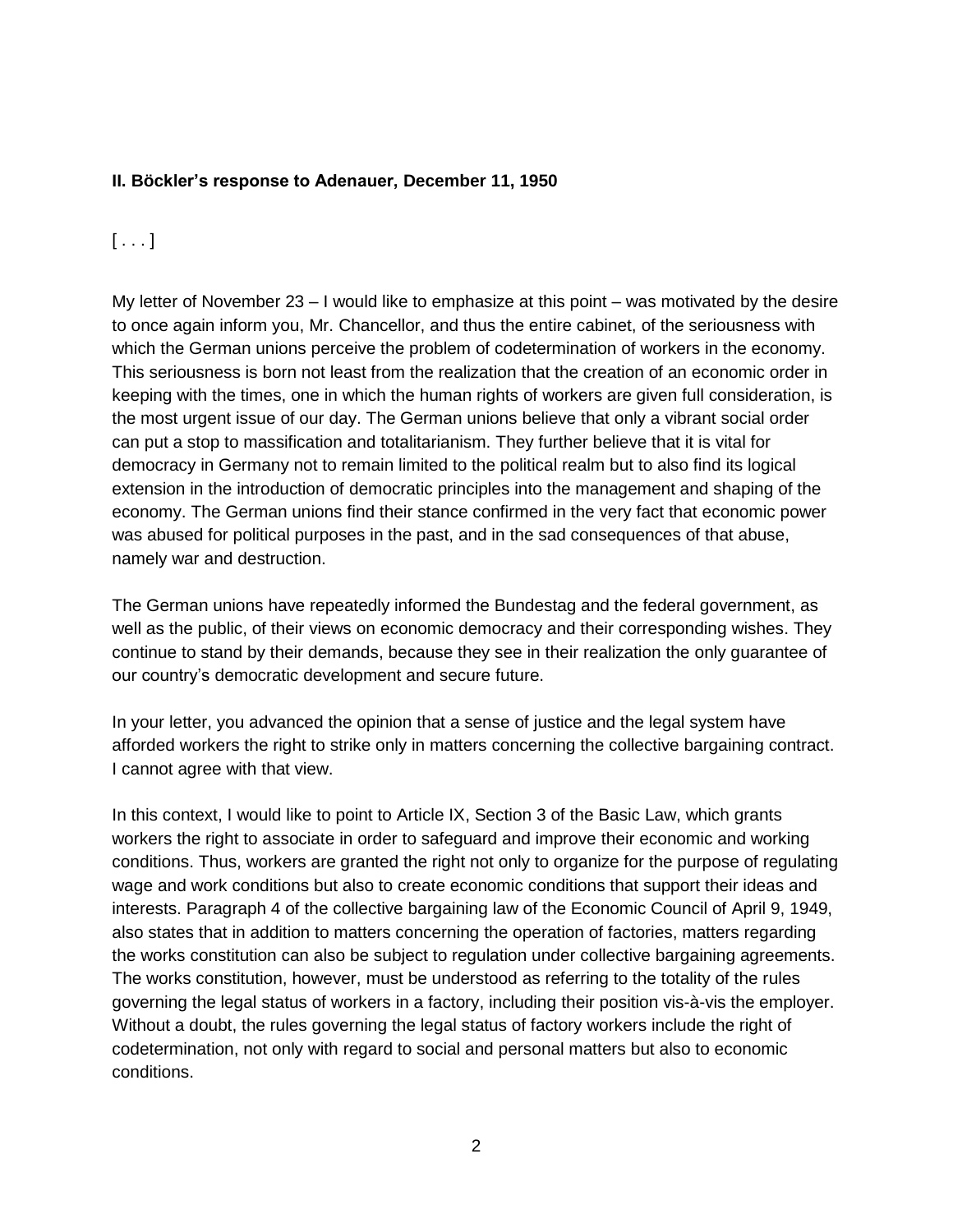**II. Böckler's response to Adenauer, December 11, 1950**

[ . . . ]

My letter of November 23 – I would like to emphasize at this point – was motivated by the desire to once again inform you, Mr. Chancellor, and thus the entire cabinet, of the seriousness with which the German unions perceive the problem of codetermination of workers in the economy. This seriousness is born not least from the realization that the creation of an economic order in keeping with the times, one in which the human rights of workers are given full consideration, is the most urgent issue of our day. The German unions believe that only a vibrant social order can put a stop to massification and totalitarianism. They further believe that it is vital for democracy in Germany not to remain limited to the political realm but to also find its logical extension in the introduction of democratic principles into the management and shaping of the economy. The German unions find their stance confirmed in the very fact that economic power was abused for political purposes in the past, and in the sad consequences of that abuse, namely war and destruction.

The German unions have repeatedly informed the Bundestag and the federal government, as well as the public, of their views on economic democracy and their corresponding wishes. They continue to stand by their demands, because they see in their realization the only guarantee of our country's democratic development and secure future.

In your letter, you advanced the opinion that a sense of justice and the legal system have afforded workers the right to strike only in matters concerning the collective bargaining contract. I cannot agree with that view.

In this context, I would like to point to Article IX, Section 3 of the Basic Law, which grants workers the right to associate in order to safeguard and improve their economic and working conditions. Thus, workers are granted the right not only to organize for the purpose of regulating wage and work conditions but also to create economic conditions that support their ideas and interests. Paragraph 4 of the collective bargaining law of the Economic Council of April 9, 1949, also states that in addition to matters concerning the operation of factories, matters regarding the works constitution can also be subject to regulation under collective bargaining agreements. The works constitution, however, must be understood as referring to the totality of the rules governing the legal status of workers in a factory, including their position vis-à-vis the employer. Without a doubt, the rules governing the legal status of factory workers include the right of codetermination, not only with regard to social and personal matters but also to economic conditions.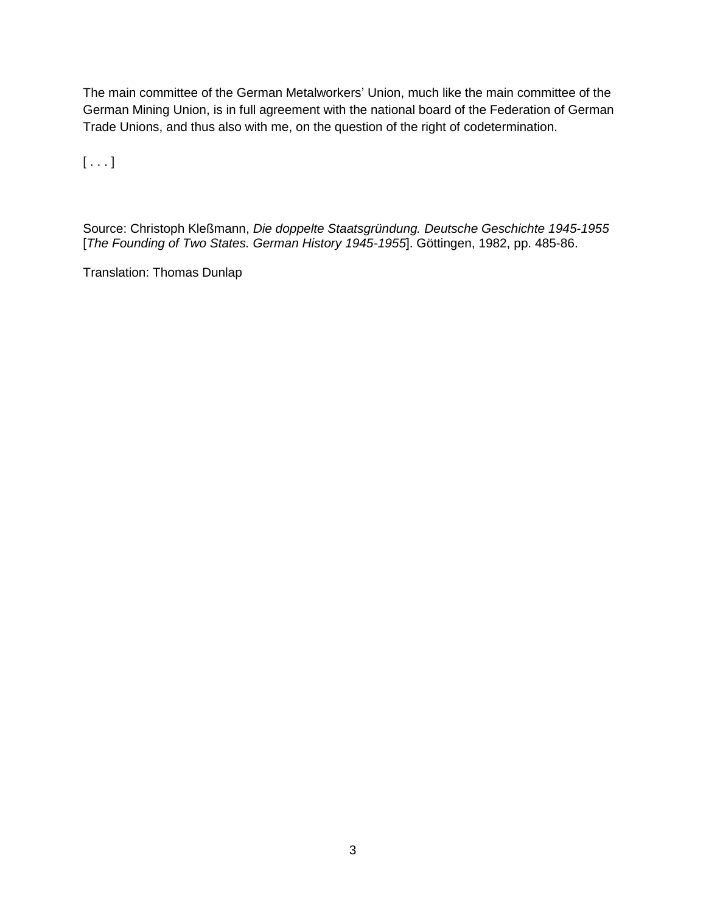The main committee of the German Metalworkers' Union, much like the main committee of the German Mining Union, is in full agreement with the national board of the Federation of German Trade Unions, and thus also with me, on the question of the right of codetermination.

[ . . . ]

Source: Christoph Kleßmann, *Die doppelte Staatsgründung. Deutsche Geschichte 1945-1955* [*The Founding of Two States. German History 1945-1955*]. Göttingen, 1982, pp. 485-86.

Translation: Thomas Dunlap